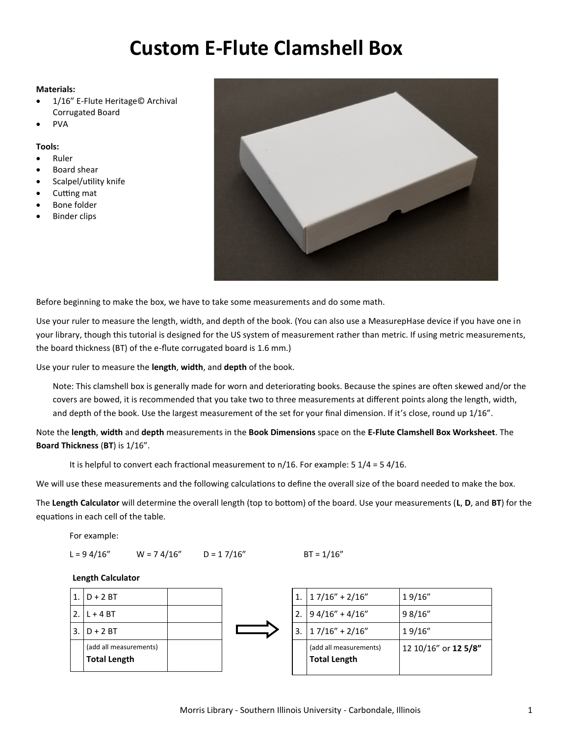# Custom E-Flute Clamshell Box

**Materials:**

- 1/16" E-Flute Heritage© Archival Corrugated Board
- PVA

**Tools:**

- Ruler
- Board shear
- Scalpel/utility knife
- Cutting mat
- Bone folder
- Binder clips

Before beginning to make the box, we have to take some measurements and do some math.

Use your ruler to measure the length, width, and depth of the book. (You can also use a MeasurepHase device if you have one in your library, though this tutorial is designed for the US system of measurement rather than metric. If using metric measurements, the board thickness (BT) of the e-flute corrugated board is 1.6 mm.)

Use your ruler to measure the **length**, **width**, and **depth** of the book.

> Note: This clamshell box is generally made for worn and deteriorating books. Because the spines are often skewed and/or the covers are bowed, it is recommended that you take two to three measurements at different points along the length, width, and depth of the book. Use the largest measurement of the set for your final dimension. If it's close, round up 1/16".

Note the **length**, **width** and **depth** measurements in the **Book Dimensions** space on the **E-Flute Clamshell Box Worksheet**. The **Board Thickness** (**BT**) is 1/16".

It is helpful to convert each fractional measurement to n/16. For example: 5 1/4 = 5 4/16.

We will use these measurements and the following calculations to define the overall size of the board needed to make the box.

The **Length Calculator** will determine the overall length (top to bottom) of the board. Use your measurements (**L**, **D**, and **BT**) for the equations in each cell of the table.

For example:

L = 9 4/16"   W = 7 4/16"   D = 1 7/16"   BT = 1/16"

**Length Calculator**

| | | |
|---|---|---|
| 1. | D + 2 BT | |
| 2. | L + 4 BT | |
| 3. | D + 2 BT | |
| | (add all measurements) **Total Length** | |

⇨

| | | |
|---|---|---|
| 1. | 1 7/16" + 2/16" | 1 9/16" |
| 2. | 9 4/16" + 4/16" | 9 8/16" |
| 3. | 1 7/16" + 2/16" | 1 9/16" |
| | (add all measurements) **Total Length** | 12 10/16" or **12 5/8"** |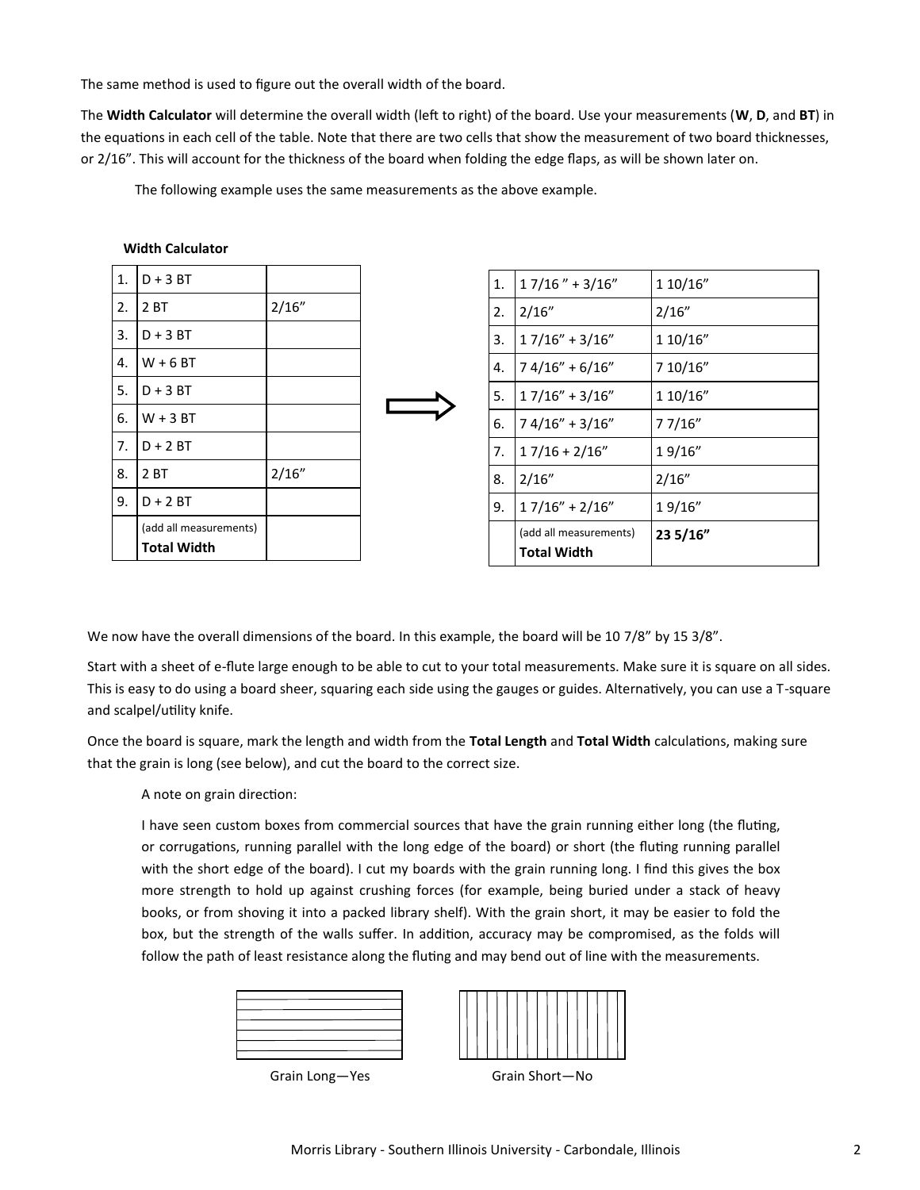The same method is used to figure out the overall width of the board.

The **Width Calculator** will determine the overall width (left to right) of the board. Use your measurements (**W**, **D**, and **BT**) in the equations in each cell of the table. Note that there are two cells that show the measurement of two board thicknesses, or 2/16". This will account for the thickness of the board when folding the edge flaps, as will be shown later on.

The following example uses the same measurements as the above example.

**Width Calculator**

| | | |
|---|---|---|
| 1. | D + 3 BT | |
| 2. | 2 BT | 2/16" |
| 3. | D + 3 BT | |
| 4. | W + 6 BT | |
| 5. | D + 3 BT | |
| 6. | W + 3 BT | |
| 7. | D + 2 BT | |
| 8. | 2 BT | 2/16" |
| 9. | D + 2 BT | |
| | (add all measurements) **Total Width** | |

⇨

| | | |
|---|---|---|
| 1. | 1 7/16 " + 3/16" | 1 10/16" |
| 2. | 2/16" | 2/16" |
| 3. | 1 7/16" + 3/16" | 1 10/16" |
| 4. | 7 4/16" + 6/16" | 7 10/16" |
| 5. | 1 7/16" + 3/16" | 1 10/16" |
| 6. | 7 4/16" + 3/16" | 7 7/16" |
| 7. | 1 7/16 + 2/16" | 1 9/16" |
| 8. | 2/16" | 2/16" |
| 9. | 1 7/16" + 2/16" | 1 9/16" |
| | (add all measurements) **Total Width** | **23 5/16"** |

We now have the overall dimensions of the board. In this example, the board will be 10 7/8" by 15 3/8".

Start with a sheet of e-flute large enough to be able to cut to your total measurements. Make sure it is square on all sides. This is easy to do using a board sheer, squaring each side using the gauges or guides. Alternatively, you can use a T-square and scalpel/utility knife.

Once the board is square, mark the length and width from the **Total Length** and **Total Width** calculations, making sure that the grain is long (see below), and cut the board to the correct size.

A note on grain direction:

I have seen custom boxes from commercial sources that have the grain running either long (the fluting, or corrugations, running parallel with the long edge of the board) or short (the fluting running parallel with the short edge of the board). I cut my boards with the grain running long. I find this gives the box more strength to hold up against crushing forces (for example, being buried under a stack of heavy books, or from shoving it into a packed library shelf). With the grain short, it may be easier to fold the box, but the strength of the walls suffer. In addition, accuracy may be compromised, as the folds will follow the path of least resistance along the fluting and may bend out of line with the measurements.

Grain Long—Yes

Grain Short—No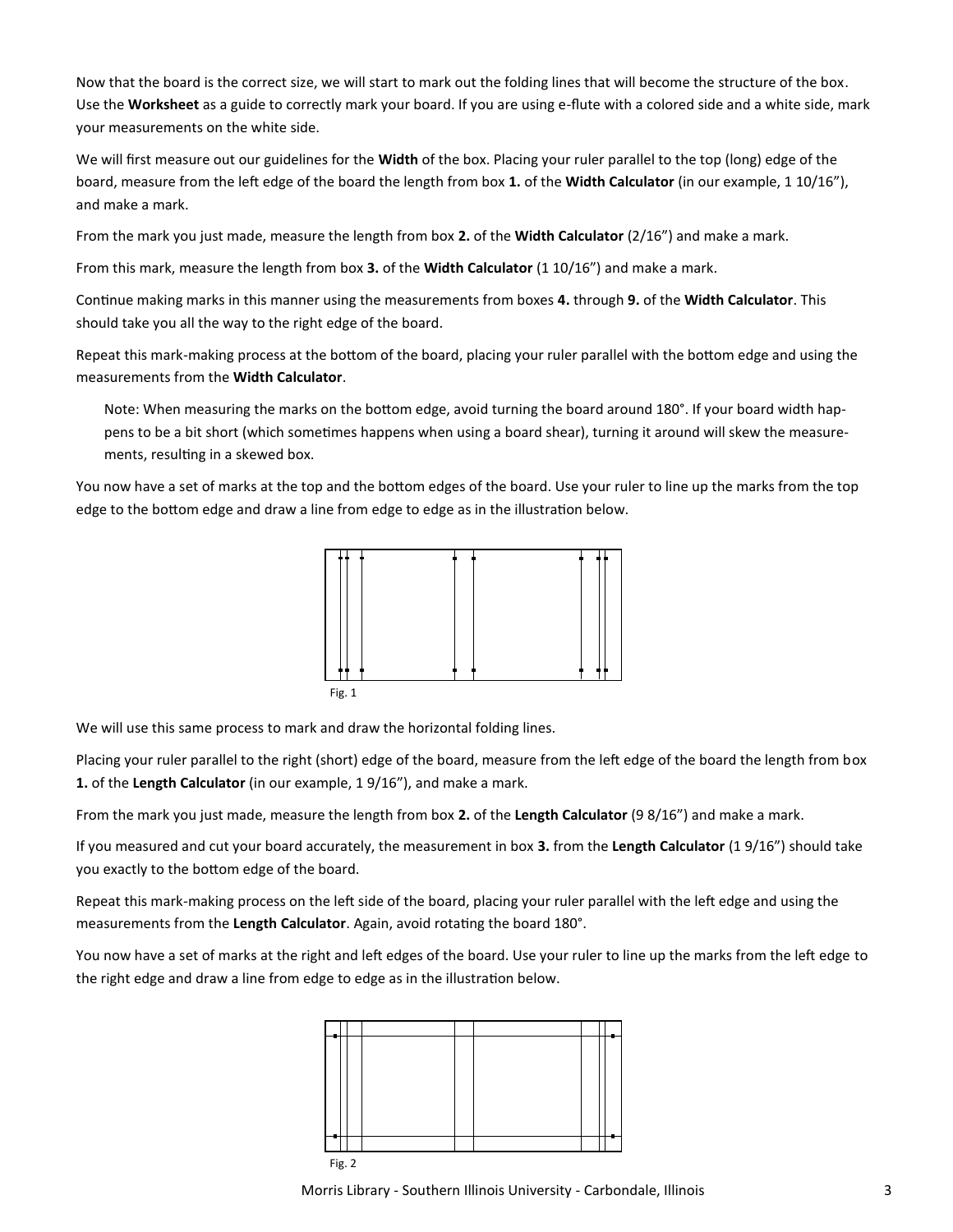Now that the board is the correct size, we will start to mark out the folding lines that will become the structure of the box. Use the **Worksheet** as a guide to correctly mark your board. If you are using e-flute with a colored side and a white side, mark your measurements on the white side.

We will first measure out our guidelines for the **Width** of the box. Placing your ruler parallel to the top (long) edge of the board, measure from the left edge of the board the length from box **1.** of the **Width Calculator** (in our example, 1 10/16"), and make a mark.

From the mark you just made, measure the length from box **2.** of the **Width Calculator** (2/16") and make a mark.

From this mark, measure the length from box **3.** of the **Width Calculator** (1 10/16") and make a mark.

Continue making marks in this manner using the measurements from boxes **4.** through **9.** of the **Width Calculator**. This should take you all the way to the right edge of the board.

Repeat this mark-making process at the bottom of the board, placing your ruler parallel with the bottom edge and using the measurements from the **Width Calculator**.

> Note: When measuring the marks on the bottom edge, avoid turning the board around 180°. If your board width happens to be a bit short (which sometimes happens when using a board shear), turning it around will skew the measurements, resulting in a skewed box.

You now have a set of marks at the top and the bottom edges of the board. Use your ruler to line up the marks from the top edge to the bottom edge and draw a line from edge to edge as in the illustration below.

Fig. 1

We will use this same process to mark and draw the horizontal folding lines.

Placing your ruler parallel to the right (short) edge of the board, measure from the left edge of the board the length from box **1.** of the **Length Calculator** (in our example, 1 9/16"), and make a mark.

From the mark you just made, measure the length from box **2.** of the **Length Calculator** (9 8/16") and make a mark.

If you measured and cut your board accurately, the measurement in box **3.** from the **Length Calculator** (1 9/16") should take you exactly to the bottom edge of the board.

Repeat this mark-making process on the left side of the board, placing your ruler parallel with the left edge and using the measurements from the **Length Calculator**. Again, avoid rotating the board 180°.

You now have a set of marks at the right and left edges of the board. Use your ruler to line up the marks from the left edge to the right edge and draw a line from edge to edge as in the illustration below.

Fig. 2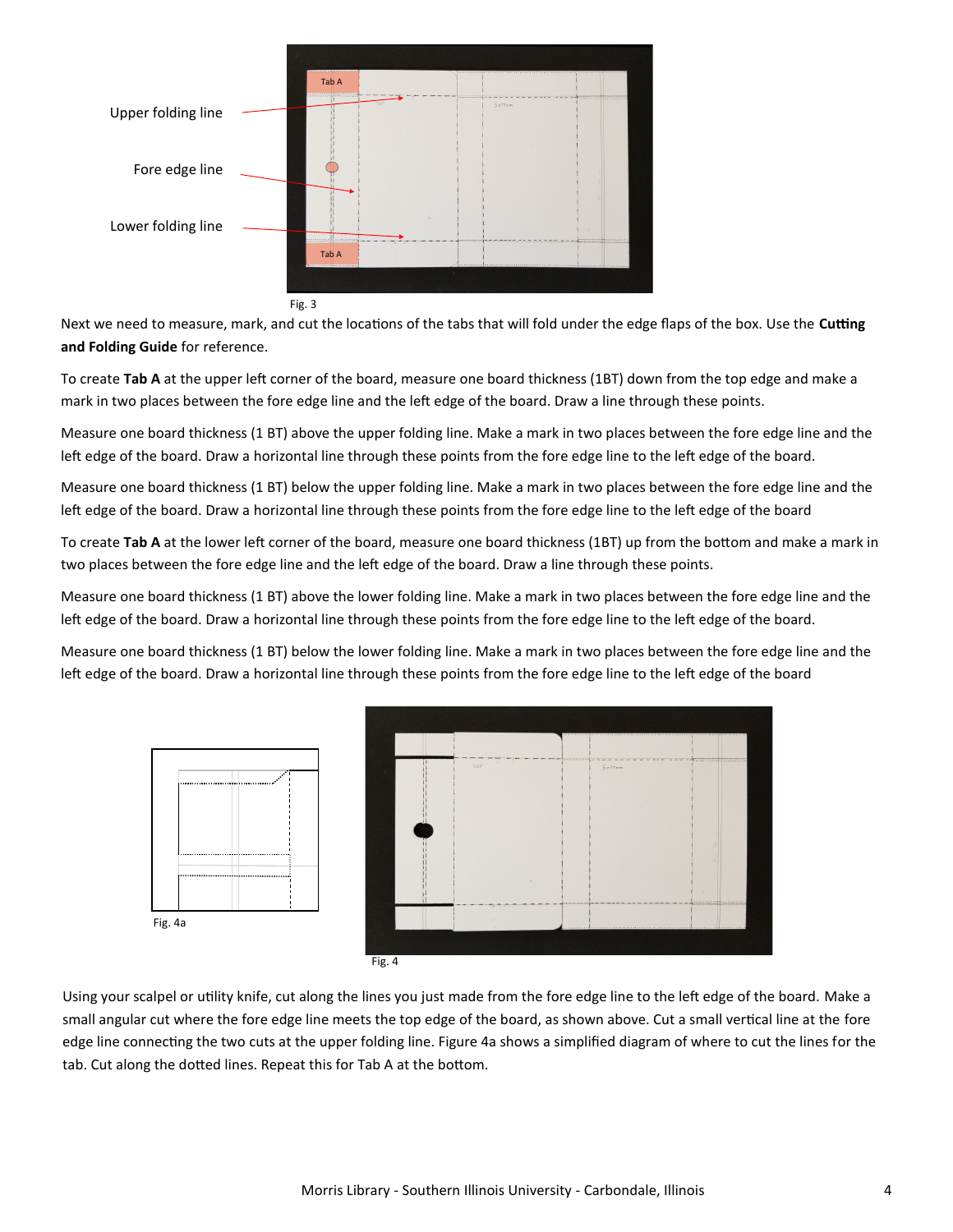Fig. 3

Next we need to measure, mark, and cut the locations of the tabs that will fold under the edge flaps of the box. Use the **Cutting and Folding Guide** for reference.

To create **Tab A** at the upper left corner of the board, measure one board thickness (1BT) down from the top edge and make a mark in two places between the fore edge line and the left edge of the board. Draw a line through these points.

Measure one board thickness (1 BT) above the upper folding line. Make a mark in two places between the fore edge line and the left edge of the board. Draw a horizontal line through these points from the fore edge line to the left edge of the board.

Measure one board thickness (1 BT) below the upper folding line. Make a mark in two places between the fore edge line and the left edge of the board. Draw a horizontal line through these points from the fore edge line to the left edge of the board

To create **Tab A** at the lower left corner of the board, measure one board thickness (1BT) up from the bottom and make a mark in two places between the fore edge line and the left edge of the board. Draw a line through these points.

Measure one board thickness (1 BT) above the lower folding line. Make a mark in two places between the fore edge line and the left edge of the board. Draw a horizontal line through these points from the fore edge line to the left edge of the board.

Measure one board thickness (1 BT) below the lower folding line. Make a mark in two places between the fore edge line and the left edge of the board. Draw a horizontal line through these points from the fore edge line to the left edge of the board

Fig. 4a

Fig. 4

Using your scalpel or utility knife, cut along the lines you just made from the fore edge line to the left edge of the board. Make a small angular cut where the fore edge line meets the top edge of the board, as shown above. Cut a small vertical line at the fore edge line connecting the two cuts at the upper folding line. Figure 4a shows a simplified diagram of where to cut the lines for the tab. Cut along the dotted lines. Repeat this for Tab A at the bottom.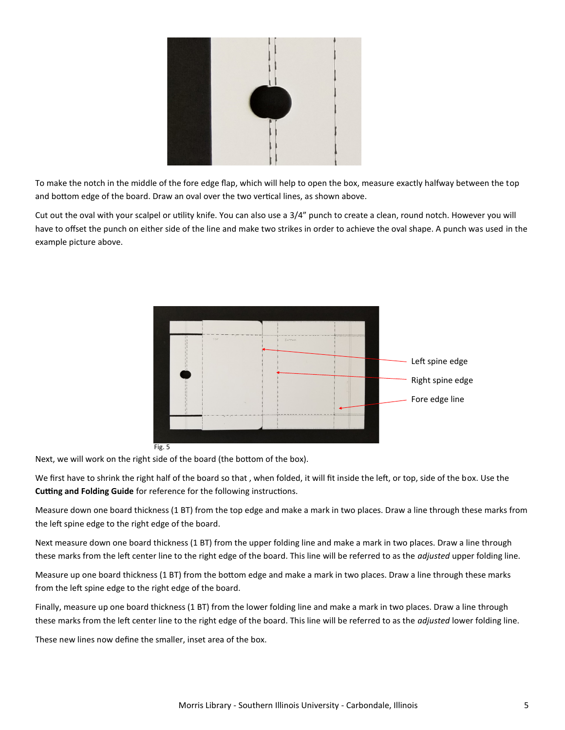To make the notch in the middle of the fore edge flap, which will help to open the box, measure exactly halfway between the top and bottom edge of the board. Draw an oval over the two vertical lines, as shown above.

Cut out the oval with your scalpel or utility knife. You can also use a 3/4" punch to create a clean, round notch. However you will have to offset the punch on either side of the line and make two strikes in order to achieve the oval shape. A punch was used in the example picture above.

Left spine edge

Right spine edge

Fore edge line

Fig. 5

Next, we will work on the right side of the board (the bottom of the box).

We first have to shrink the right half of the board so that , when folded, it will fit inside the left, or top, side of the box. Use the **Cutting and Folding Guide** for reference for the following instructions.

Measure down one board thickness (1 BT) from the top edge and make a mark in two places. Draw a line through these marks from the left spine edge to the right edge of the board.

Next measure down one board thickness (1 BT) from the upper folding line and make a mark in two places. Draw a line through these marks from the left center line to the right edge of the board. This line will be referred to as the *adjusted* upper folding line.

Measure up one board thickness (1 BT) from the bottom edge and make a mark in two places. Draw a line through these marks from the left spine edge to the right edge of the board.

Finally, measure up one board thickness (1 BT) from the lower folding line and make a mark in two places. Draw a line through these marks from the left center line to the right edge of the board. This line will be referred to as the *adjusted* lower folding line.

These new lines now define the smaller, inset area of the box.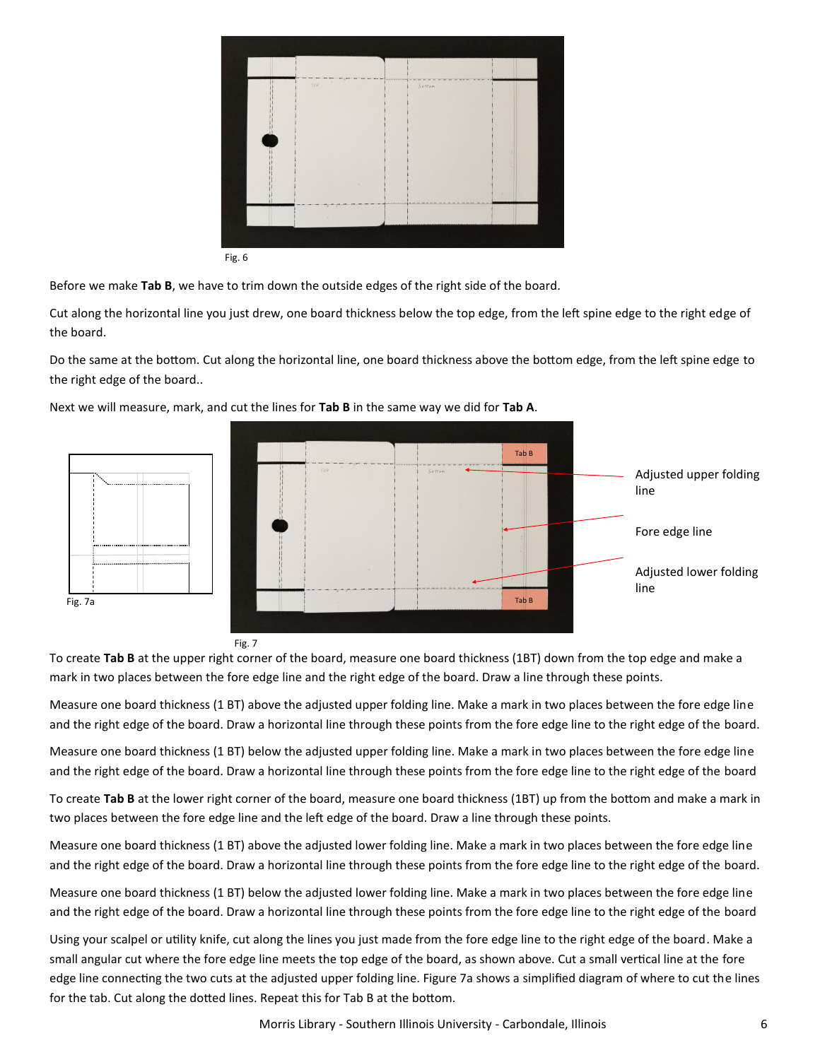Fig. 6

Before we make **Tab B**, we have to trim down the outside edges of the right side of the board.

Cut along the horizontal line you just drew, one board thickness below the top edge, from the left spine edge to the right edge of the board.

Do the same at the bottom. Cut along the horizontal line, one board thickness above the bottom edge, from the left spine edge to the right edge of the board..

Next we will measure, mark, and cut the lines for **Tab B** in the same way we did for **Tab A**.

Fig. 7a

Adjusted upper folding line

Fore edge line

Adjusted lower folding line

Fig. 7

To create **Tab B** at the upper right corner of the board, measure one board thickness (1BT) down from the top edge and make a mark in two places between the fore edge line and the right edge of the board. Draw a line through these points.

Measure one board thickness (1 BT) above the adjusted upper folding line. Make a mark in two places between the fore edge line and the right edge of the board. Draw a horizontal line through these points from the fore edge line to the right edge of the board.

Measure one board thickness (1 BT) below the adjusted upper folding line. Make a mark in two places between the fore edge line and the right edge of the board. Draw a horizontal line through these points from the fore edge line to the right edge of the board

To create **Tab B** at the lower right corner of the board, measure one board thickness (1BT) up from the bottom and make a mark in two places between the fore edge line and the left edge of the board. Draw a line through these points.

Measure one board thickness (1 BT) above the adjusted lower folding line. Make a mark in two places between the fore edge line and the right edge of the board. Draw a horizontal line through these points from the fore edge line to the right edge of the board.

Measure one board thickness (1 BT) below the adjusted lower folding line. Make a mark in two places between the fore edge line and the right edge of the board. Draw a horizontal line through these points from the fore edge line to the right edge of the board

Using your scalpel or utility knife, cut along the lines you just made from the fore edge line to the right edge of the board. Make a small angular cut where the fore edge line meets the top edge of the board, as shown above. Cut a small vertical line at the fore edge line connecting the two cuts at the adjusted upper folding line. Figure 7a shows a simplified diagram of where to cut the lines for the tab. Cut along the dotted lines. Repeat this for Tab B at the bottom.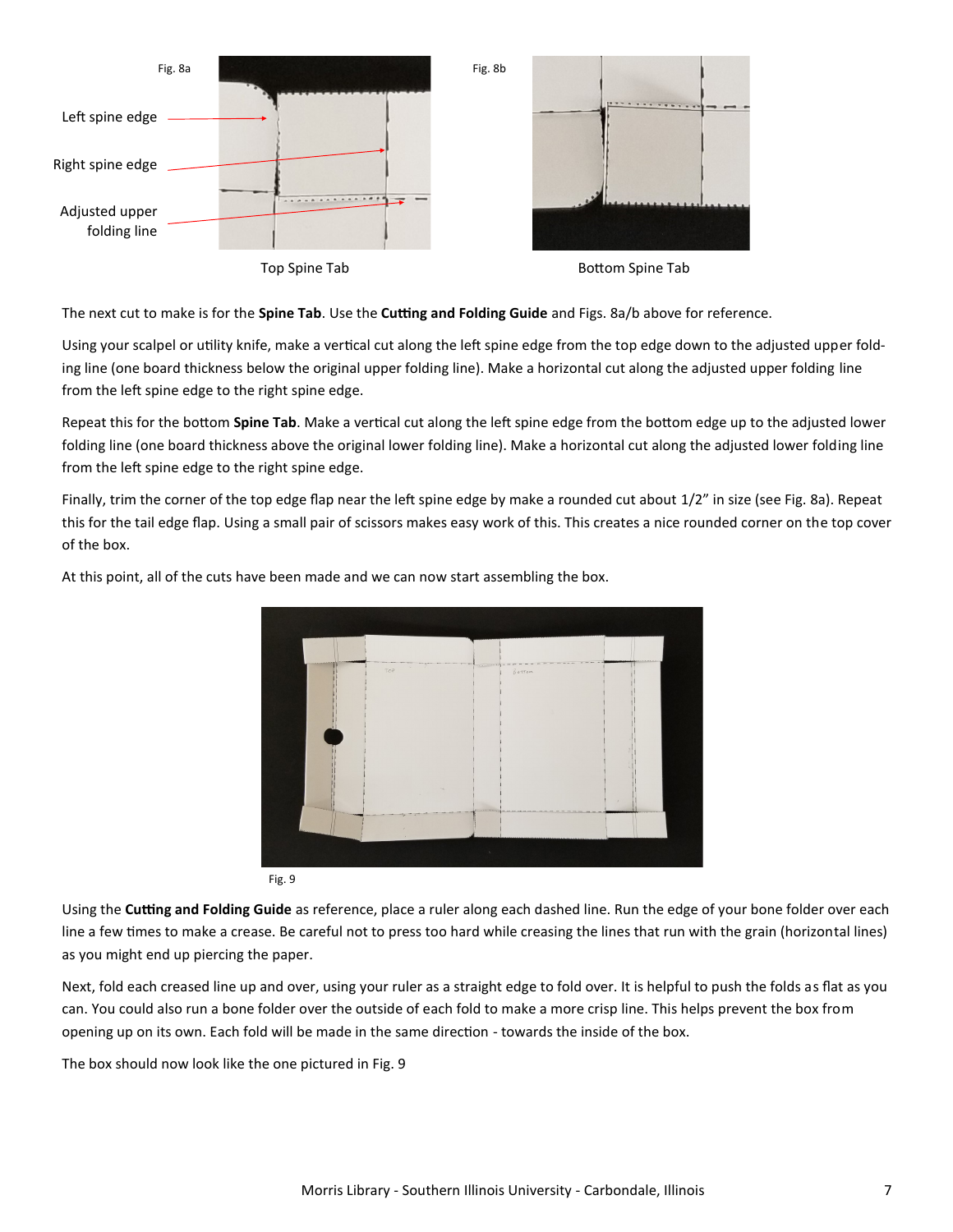Fig. 8a

Left spine edge

Right spine edge

Adjusted upper folding line

Top Spine Tab

Fig. 8b

Bottom Spine Tab

The next cut to make is for the **Spine Tab**. Use the **Cutting and Folding Guide** and Figs. 8a/b above for reference.

Using your scalpel or utility knife, make a vertical cut along the left spine edge from the top edge down to the adjusted upper folding line (one board thickness below the original upper folding line). Make a horizontal cut along the adjusted upper folding line from the left spine edge to the right spine edge.

Repeat this for the bottom **Spine Tab**. Make a vertical cut along the left spine edge from the bottom edge up to the adjusted lower folding line (one board thickness above the original lower folding line). Make a horizontal cut along the adjusted lower folding line from the left spine edge to the right spine edge.

Finally, trim the corner of the top edge flap near the left spine edge by make a rounded cut about 1/2" in size (see Fig. 8a). Repeat this for the tail edge flap. Using a small pair of scissors makes easy work of this. This creates a nice rounded corner on the top cover of the box.

At this point, all of the cuts have been made and we can now start assembling the box.

Fig. 9

Using the **Cutting and Folding Guide** as reference, place a ruler along each dashed line. Run the edge of your bone folder over each line a few times to make a crease. Be careful not to press too hard while creasing the lines that run with the grain (horizontal lines) as you might end up piercing the paper.

Next, fold each creased line up and over, using your ruler as a straight edge to fold over. It is helpful to push the folds as flat as you can. You could also run a bone folder over the outside of each fold to make a more crisp line. This helps prevent the box from opening up on its own. Each fold will be made in the same direction - towards the inside of the box.

The box should now look like the one pictured in Fig. 9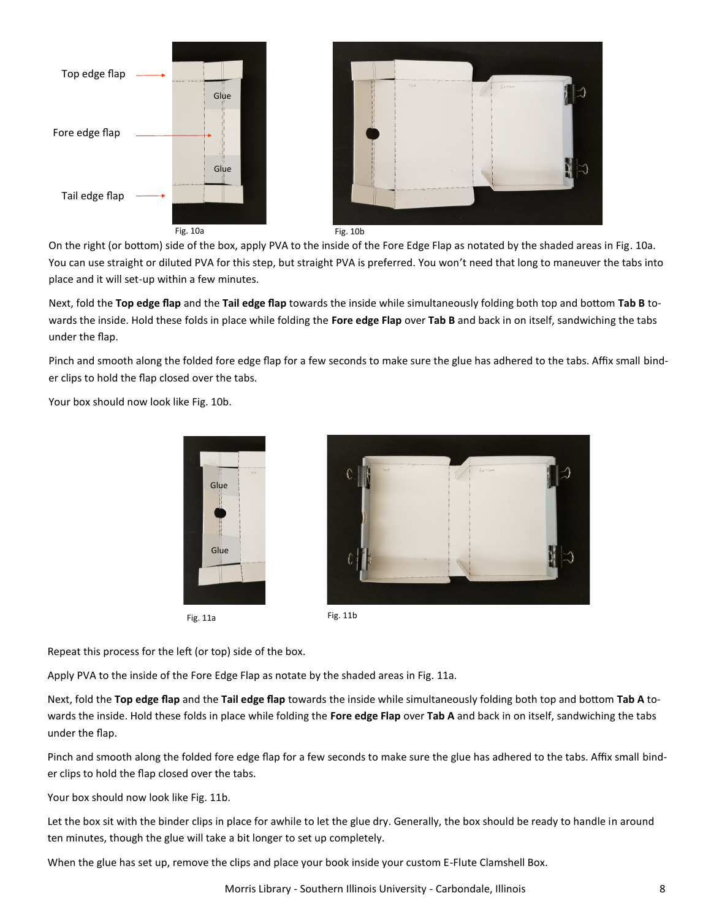Top edge flap

Fore edge flap

Tail edge flap

Glue

Glue

Fig. 10a

Fig. 10b

On the right (or bottom) side of the box, apply PVA to the inside of the Fore Edge Flap as notated by the shaded areas in Fig. 10a. You can use straight or diluted PVA for this step, but straight PVA is preferred. You won't need that long to maneuver the tabs into place and it will set-up within a few minutes.

Next, fold the **Top edge flap** and the **Tail edge flap** towards the inside while simultaneously folding both top and bottom **Tab B** towards the inside. Hold these folds in place while folding the **Fore edge Flap** over **Tab B** and back in on itself, sandwiching the tabs under the flap.

Pinch and smooth along the folded fore edge flap for a few seconds to make sure the glue has adhered to the tabs. Affix small binder clips to hold the flap closed over the tabs.

Your box should now look like Fig. 10b.

Glue

Glue

Fig. 11a

Fig. 11b

Repeat this process for the left (or top) side of the box.

Apply PVA to the inside of the Fore Edge Flap as notate by the shaded areas in Fig. 11a.

Next, fold the **Top edge flap** and the **Tail edge flap** towards the inside while simultaneously folding both top and bottom **Tab A** towards the inside. Hold these folds in place while folding the **Fore edge Flap** over **Tab A** and back in on itself, sandwiching the tabs under the flap.

Pinch and smooth along the folded fore edge flap for a few seconds to make sure the glue has adhered to the tabs. Affix small binder clips to hold the flap closed over the tabs.

Your box should now look like Fig. 11b.

Let the box sit with the binder clips in place for awhile to let the glue dry. Generally, the box should be ready to handle in around ten minutes, though the glue will take a bit longer to set up completely.

When the glue has set up, remove the clips and place your book inside your custom E-Flute Clamshell Box.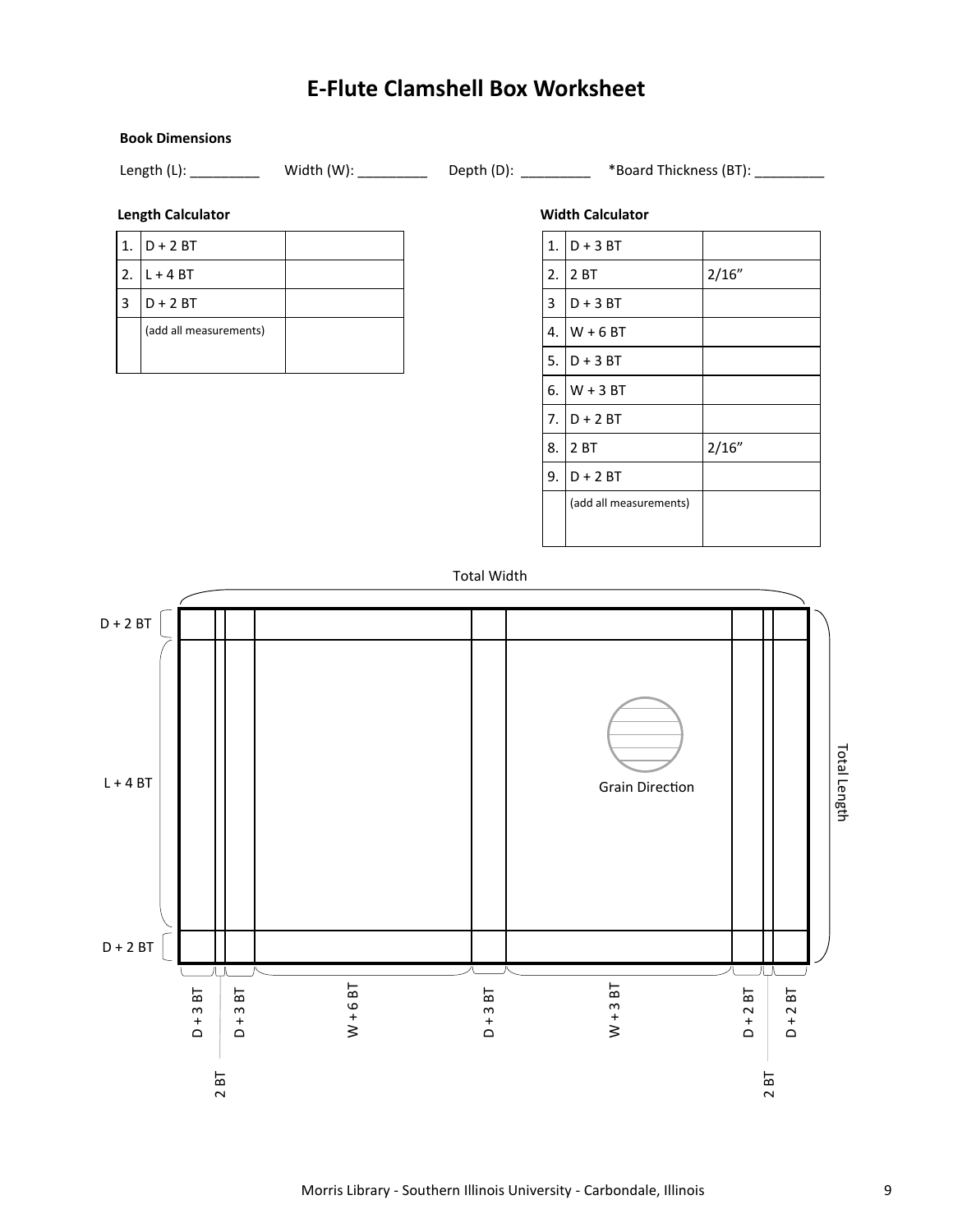# E-Flute Clamshell Box Worksheet

**Book Dimensions**

Length (L): _________ Width (W): _________ Depth (D): _________ *Board Thickness (BT): _________

**Length Calculator**

| | | |
|---|---|---|
| 1. | D + 2 BT | |
| 2. | L + 4 BT | |
| 3 | D + 2 BT | |
| | (add all measurements) | |

**Width Calculator**

| | | |
|---|---|---|
| 1. | D + 3 BT | |
| 2. | 2 BT | 2/16” |
| 3 | D + 3 BT | |
| 4. | W + 6 BT | |
| 5. | D + 3 BT | |
| 6. | W + 3 BT | |
| 7. | D + 2 BT | |
| 8. | 2 BT | 2/16” |
| 9. | D + 2 BT | |
| | (add all measurements) | |

Total Width

D + 2 BT

L + 4 BT

D + 2 BT

Grain Direction

Total Length

D + 3 BT | 2 BT | D + 3 BT | W + 6 BT | D + 3 BT | W + 3 BT | D + 2 BT | 2 BT | D + 2 BT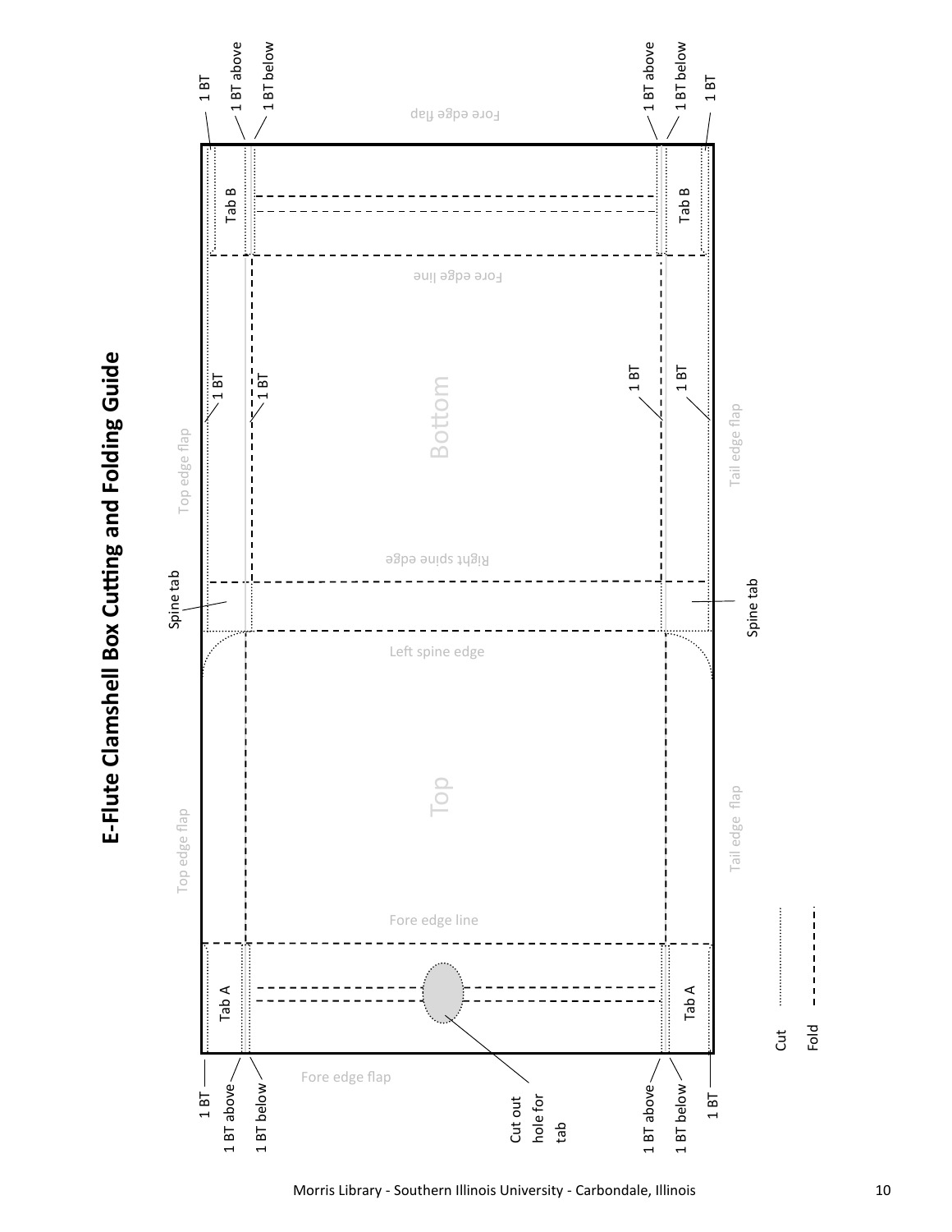# E-Flute Clamshell Box Cutting and Folding Guide

1 BT

1 BT above

1 BT below

Fore edge flap

Tab B

Fore edge line

Bottom

Top edge flap

Spine tab

Right spine edge

Left spine edge

Tail edge flap

Top

Fore edge line

Tab A

Cut out hole for tab

Cut

Fold

Morris Library - Southern Illinois University - Carbondale, Illinois